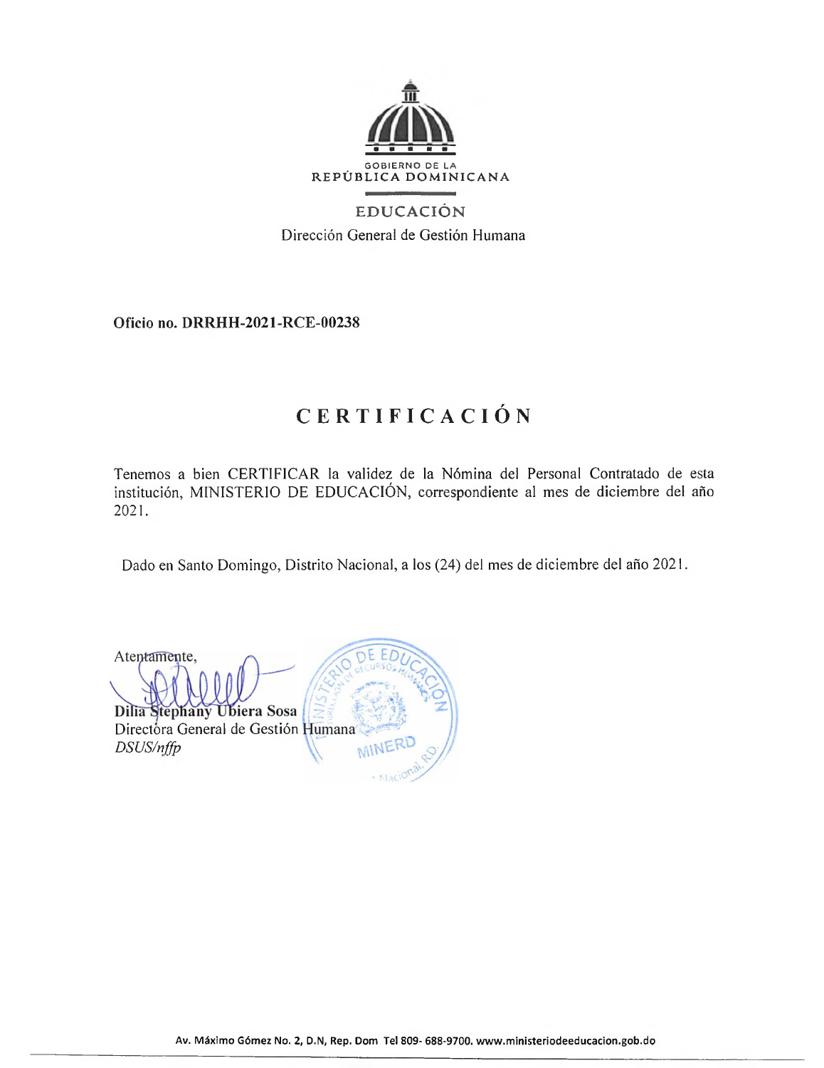GOBIERNO DE LA
REPÚBLICA DOMINICANA

EDUCACIÓN

Dirección General de Gestión Humana

**Oficio no. DRRHH-2021-RCE-00238**

# CERTIFICACIÓN

Tenemos a bien CERTIFICAR la validez de la Nómina del Personal Contratado de esta institución, MINISTERIO DE EDUCACIÓN, correspondiente al mes de diciembre del año 2021.

Dado en Santo Domingo, Distrito Nacional, a los (24) del mes de diciembre del año 2021.

Atentamente,

**Dilia Stephany Ubiera Sosa**
Directora General de Gestión Humana
*DSUS/nffp*

Av. Máximo Gómez No. 2, D.N, Rep. Dom Tel 809- 688-9700. www.ministeriodeeducacion.gob.do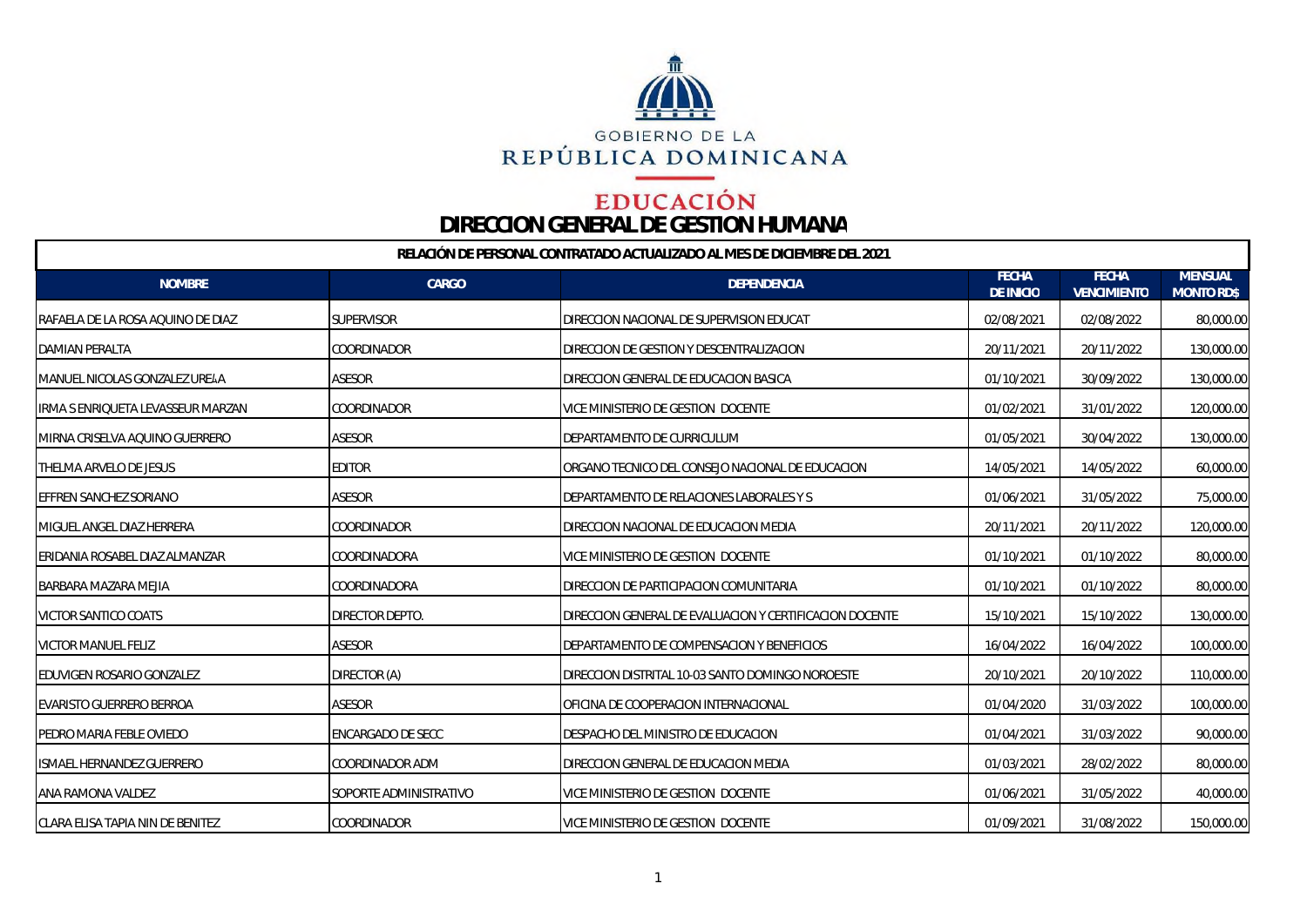GOBIERNO DE LA
REPÚBLICA DOMINICANA

EDUCACIÓN

# DIRECCION GENERAL DE GESTION HUMANA

| RELACIÓN DE PERSONAL CONTRATADO ACTUALIZADO AL MES DE DICIEMBRE DEL 2021 | | | | | |
|---|---|---|---|---|---|
| **NOMBRE** | **CARGO** | **DEPENDENCIA** | **FECHA DE INICIO** | **FECHA VENCIMIENTO** | **MENSUAL MONTO RD$** |
| RAFAELA DE LA ROSA AQUINO DE DIAZ | SUPERVISOR | DIRECCION NACIONAL DE SUPERVISION EDUCAT | 02/08/2021 | 02/08/2022 | 80,000.00 |
| DAMIAN PERALTA | COORDINADOR | DIRECCION DE GESTION Y DESCENTRALIZACION | 20/11/2021 | 20/11/2022 | 130,000.00 |
| MANUEL NICOLAS GONZALEZ URE¿A | ASESOR | DIRECCION GENERAL DE EDUCACION BASICA | 01/10/2021 | 30/09/2022 | 130,000.00 |
| IRMA S ENRIQUETA LEVASSEUR MARZAN | COORDINADOR | VICE MINISTERIO DE GESTION DOCENTE | 01/02/2021 | 31/01/2022 | 120,000.00 |
| MIRNA CRISELVA AQUINO GUERRERO | ASESOR | DEPARTAMENTO DE CURRICULUM | 01/05/2021 | 30/04/2022 | 130,000.00 |
| THELMA ARVELO DE JESUS | EDITOR | ORGANO TECNICO DEL CONSEJO NACIONAL DE EDUCACION | 14/05/2021 | 14/05/2022 | 60,000.00 |
| EFFREN SANCHEZ SORIANO | ASESOR | DEPARTAMENTO DE RELACIONES LABORALES Y S | 01/06/2021 | 31/05/2022 | 75,000.00 |
| MIGUEL ANGEL DIAZ HERRERA | COORDINADOR | DIRECCION NACIONAL DE EDUCACION MEDIA | 20/11/2021 | 20/11/2022 | 120,000.00 |
| ERIDANIA ROSABEL DIAZ ALMANZAR | COORDINADORA | VICE MINISTERIO DE GESTION DOCENTE | 01/10/2021 | 01/10/2022 | 80,000.00 |
| BARBARA MAZARA MEJIA | COORDINADORA | DIRECCION DE PARTICIPACION COMUNITARIA | 01/10/2021 | 01/10/2022 | 80,000.00 |
| VICTOR SANTICO COATS | DIRECTOR DEPTO. | DIRECCION GENERAL DE EVALUACION Y CERTIFICACION DOCENTE | 15/10/2021 | 15/10/2022 | 130,000.00 |
| VICTOR MANUEL FELIZ | ASESOR | DEPARTAMENTO DE COMPENSACION Y BENEFICIOS | 16/04/2022 | 16/04/2022 | 100,000.00 |
| EDUVIGEN ROSARIO GONZALEZ | DIRECTOR (A) | DIRECCION DISTRITAL 10-03 SANTO DOMINGO NOROESTE | 20/10/2021 | 20/10/2022 | 110,000.00 |
| EVARISTO GUERRERO BERROA | ASESOR | OFICINA DE COOPERACION INTERNACIONAL | 01/04/2020 | 31/03/2022 | 100,000.00 |
| PEDRO MARIA FEBLE OVIEDO | ENCARGADO DE SECC | DESPACHO DEL MINISTRO DE EDUCACION | 01/04/2021 | 31/03/2022 | 90,000.00 |
| ISMAEL HERNANDEZ GUERRERO | COORDINADOR ADM | DIRECCION GENERAL DE EDUCACION MEDIA | 01/03/2021 | 28/02/2022 | 80,000.00 |
| ANA RAMONA VALDEZ | SOPORTE ADMINISTRATIVO | VICE MINISTERIO DE GESTION DOCENTE | 01/06/2021 | 31/05/2022 | 40,000.00 |
| CLARA ELISA TAPIA NIN DE BENITEZ | COORDINADOR | VICE MINISTERIO DE GESTION DOCENTE | 01/09/2021 | 31/08/2022 | 150,000.00 |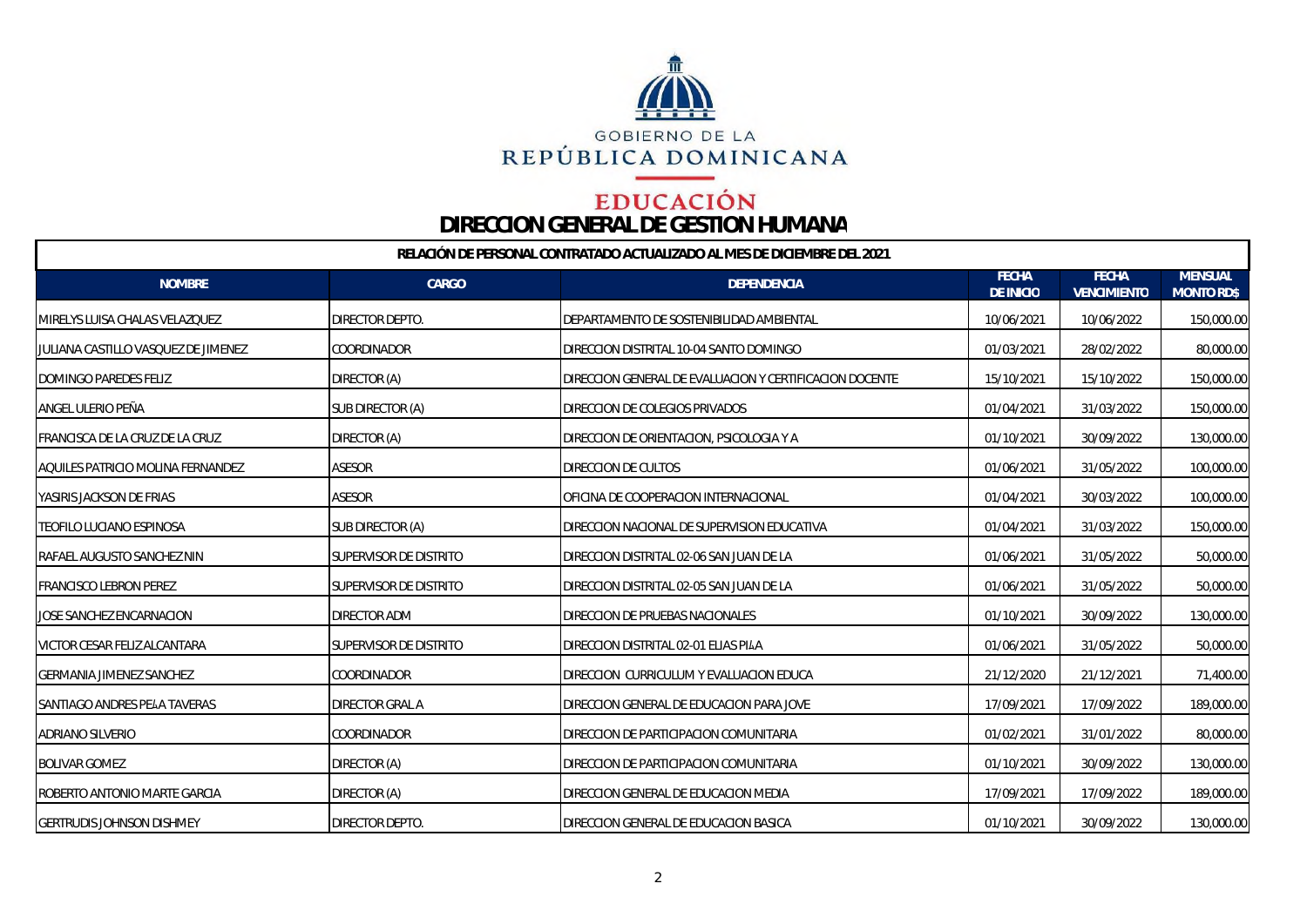GOBIERNO DE LA
REPÚBLICA DOMINICANA

EDUCACIÓN

# DIRECCION GENERAL DE GESTION HUMANA

## RELACIÓN DE PERSONAL CONTRATADO ACTUALIZADO AL MES DE DICIEMBRE DEL 2021

| NOMBRE | CARGO | DEPENDENCIA | FECHA DE INICIO | FECHA VENCIMIENTO | MENSUAL MONTO RD$ |
|---|---|---|---|---|---|
| MIRELYS LUISA CHALAS VELAZQUEZ | DIRECTOR DEPTO. | DEPARTAMENTO DE SOSTENIBILIDAD AMBIENTAL | 10/06/2021 | 10/06/2022 | 150,000.00 |
| JULIANA CASTILLO VASQUEZ DE JIMENEZ | COORDINADOR | DIRECCION DISTRITAL 10-04 SANTO DOMINGO | 01/03/2021 | 28/02/2022 | 80,000.00 |
| DOMINGO PAREDES FELIZ | DIRECTOR (A) | DIRECCION GENERAL DE EVALUACION Y CERTIFICACION DOCENTE | 15/10/2021 | 15/10/2022 | 150,000.00 |
| ANGEL ULERIO PEÑA | SUB DIRECTOR (A) | DIRECCION DE COLEGIOS PRIVADOS | 01/04/2021 | 31/03/2022 | 150,000.00 |
| FRANCISCA DE LA CRUZ DE LA CRUZ | DIRECTOR (A) | DIRECCION DE ORIENTACION, PSICOLOGIA Y A | 01/10/2021 | 30/09/2022 | 130,000.00 |
| AQUILES PATRICIO MOLINA FERNANDEZ | ASESOR | DIRECCION DE CULTOS | 01/06/2021 | 31/05/2022 | 100,000.00 |
| YASIRIS JACKSON DE FRIAS | ASESOR | OFICINA DE COOPERACION INTERNACIONAL | 01/04/2021 | 30/03/2022 | 100,000.00 |
| TEOFILO LUCIANO ESPINOSA | SUB DIRECTOR (A) | DIRECCION NACIONAL DE SUPERVISION EDUCATIVA | 01/04/2021 | 31/03/2022 | 150,000.00 |
| RAFAEL AUGUSTO SANCHEZ NIN | SUPERVISOR DE DISTRITO | DIRECCION DISTRITAL 02-06 SAN JUAN DE LA | 01/06/2021 | 31/05/2022 | 50,000.00 |
| FRANCISCO LEBRON PEREZ | SUPERVISOR DE DISTRITO | DIRECCION DISTRITAL 02-05 SAN JUAN DE LA | 01/06/2021 | 31/05/2022 | 50,000.00 |
| JOSE SANCHEZ ENCARNACION | DIRECTOR ADM | DIRECCION DE PRUEBAS NACIONALES | 01/10/2021 | 30/09/2022 | 130,000.00 |
| VICTOR CESAR FELIZ ALCANTARA | SUPERVISOR DE DISTRITO | DIRECCION DISTRITAL 02-01 ELIAS PI¿A | 01/06/2021 | 31/05/2022 | 50,000.00 |
| GERMANIA JIMENEZ SANCHEZ | COORDINADOR | DIRECCION CURRICULUM Y EVALUACION EDUCA | 21/12/2020 | 21/12/2021 | 71,400.00 |
| SANTIAGO ANDRES PE¿A TAVERAS | DIRECTOR GRAL A | DIRECCION GENERAL DE EDUCACION PARA JOVE | 17/09/2021 | 17/09/2022 | 189,000.00 |
| ADRIANO SILVERIO | COORDINADOR | DIRECCION DE PARTICIPACION COMUNITARIA | 01/02/2021 | 31/01/2022 | 80,000.00 |
| BOLIVAR GOMEZ | DIRECTOR (A) | DIRECCION DE PARTICIPACION COMUNITARIA | 01/10/2021 | 30/09/2022 | 130,000.00 |
| ROBERTO ANTONIO MARTE GARCIA | DIRECTOR (A) | DIRECCION GENERAL DE EDUCACION MEDIA | 17/09/2021 | 17/09/2022 | 189,000.00 |
| GERTRUDIS JOHNSON DISHMEY | DIRECTOR DEPTO. | DIRECCION GENERAL DE EDUCACION BASICA | 01/10/2021 | 30/09/2022 | 130,000.00 |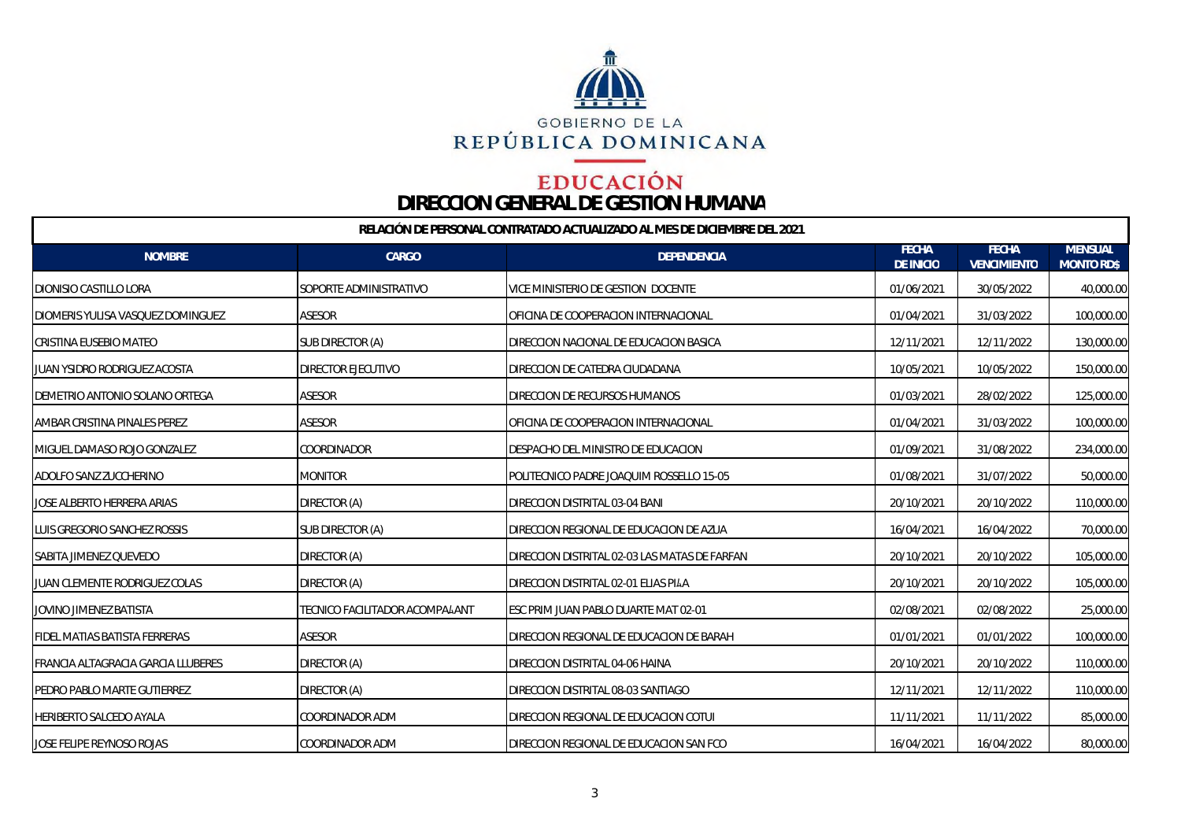GOBIERNO DE LA
REPÚBLICA DOMINICANA

EDUCACIÓN

# DIRECCION GENERAL DE GESTION HUMANA

## RELACIÓN DE PERSONAL CONTRATADO ACTUALIZADO AL MES DE DICIEMBRE DEL 2021

| NOMBRE | CARGO | DEPENDENCIA | FECHA DE INICIO | FECHA VENCIMIENTO | MENSUAL MONTO RD$ |
|---|---|---|---|---|---|
| DIONISIO CASTILLO LORA | SOPORTE ADMINISTRATIVO | VICE MINISTERIO DE GESTION DOCENTE | 01/06/2021 | 30/05/2022 | 40,000.00 |
| DIOMERIS YULISA VASQUEZ DOMINGUEZ | ASESOR | OFICINA DE COOPERACION INTERNACIONAL | 01/04/2021 | 31/03/2022 | 100,000.00 |
| CRISTINA EUSEBIO MATEO | SUB DIRECTOR (A) | DIRECCION NACIONAL DE EDUCACION BASICA | 12/11/2021 | 12/11/2022 | 130,000.00 |
| JUAN YSIDRO RODRIGUEZ ACOSTA | DIRECTOR EJECUTIVO | DIRECCION DE CATEDRA CIUDADANA | 10/05/2021 | 10/05/2022 | 150,000.00 |
| DEMETRIO ANTONIO SOLANO ORTEGA | ASESOR | DIRECCION DE RECURSOS HUMANOS | 01/03/2021 | 28/02/2022 | 125,000.00 |
| AMBAR CRISTINA PINALES PEREZ | ASESOR | OFICINA DE COOPERACION INTERNACIONAL | 01/04/2021 | 31/03/2022 | 100,000.00 |
| MIGUEL DAMASO ROJO GONZALEZ | COORDINADOR | DESPACHO DEL MINISTRO DE EDUCACION | 01/09/2021 | 31/08/2022 | 234,000.00 |
| ADOLFO SANZ ZUCCHERINO | MONITOR | POLITECNICO PADRE JOAQUIM ROSSELLO 15-05 | 01/08/2021 | 31/07/2022 | 50,000.00 |
| JOSE ALBERTO HERRERA ARIAS | DIRECTOR (A) | DIRECCION DISTRITAL 03-04 BANI | 20/10/2021 | 20/10/2022 | 110,000.00 |
| LUIS GREGORIO SANCHEZ ROSSIS | SUB DIRECTOR (A) | DIRECCION REGIONAL DE EDUCACION DE AZUA | 16/04/2021 | 16/04/2022 | 70,000.00 |
| SABITA JIMENEZ QUEVEDO | DIRECTOR (A) | DIRECCION DISTRITAL 02-03 LAS MATAS DE FARFAN | 20/10/2021 | 20/10/2022 | 105,000.00 |
| JUAN CLEMENTE RODRIGUEZ COLAS | DIRECTOR (A) | DIRECCION DISTRITAL 02-01 ELIAS PI¿A | 20/10/2021 | 20/10/2022 | 105,000.00 |
| JOVINO JIMENEZ BATISTA | TECNICO FACILITADOR ACOMPA¿ANT | ESC PRIM JUAN PABLO DUARTE MAT 02-01 | 02/08/2021 | 02/08/2022 | 25,000.00 |
| FIDEL MATIAS BATISTA FERRERAS | ASESOR | DIRECCION REGIONAL DE EDUCACION DE BARAH | 01/01/2021 | 01/01/2022 | 100,000.00 |
| FRANCIA ALTAGRACIA GARCIA LLUBERES | DIRECTOR (A) | DIRECCION DISTRITAL 04-06 HAINA | 20/10/2021 | 20/10/2022 | 110,000.00 |
| PEDRO PABLO MARTE GUTIERREZ | DIRECTOR (A) | DIRECCION DISTRITAL 08-03 SANTIAGO | 12/11/2021 | 12/11/2022 | 110,000.00 |
| HERIBERTO SALCEDO AYALA | COORDINADOR ADM | DIRECCION REGIONAL DE EDUCACION COTUI | 11/11/2021 | 11/11/2022 | 85,000.00 |
| JOSE FELIPE REYNOSO ROJAS | COORDINADOR ADM | DIRECCION REGIONAL DE EDUCACION SAN FCO | 16/04/2021 | 16/04/2022 | 80,000.00 |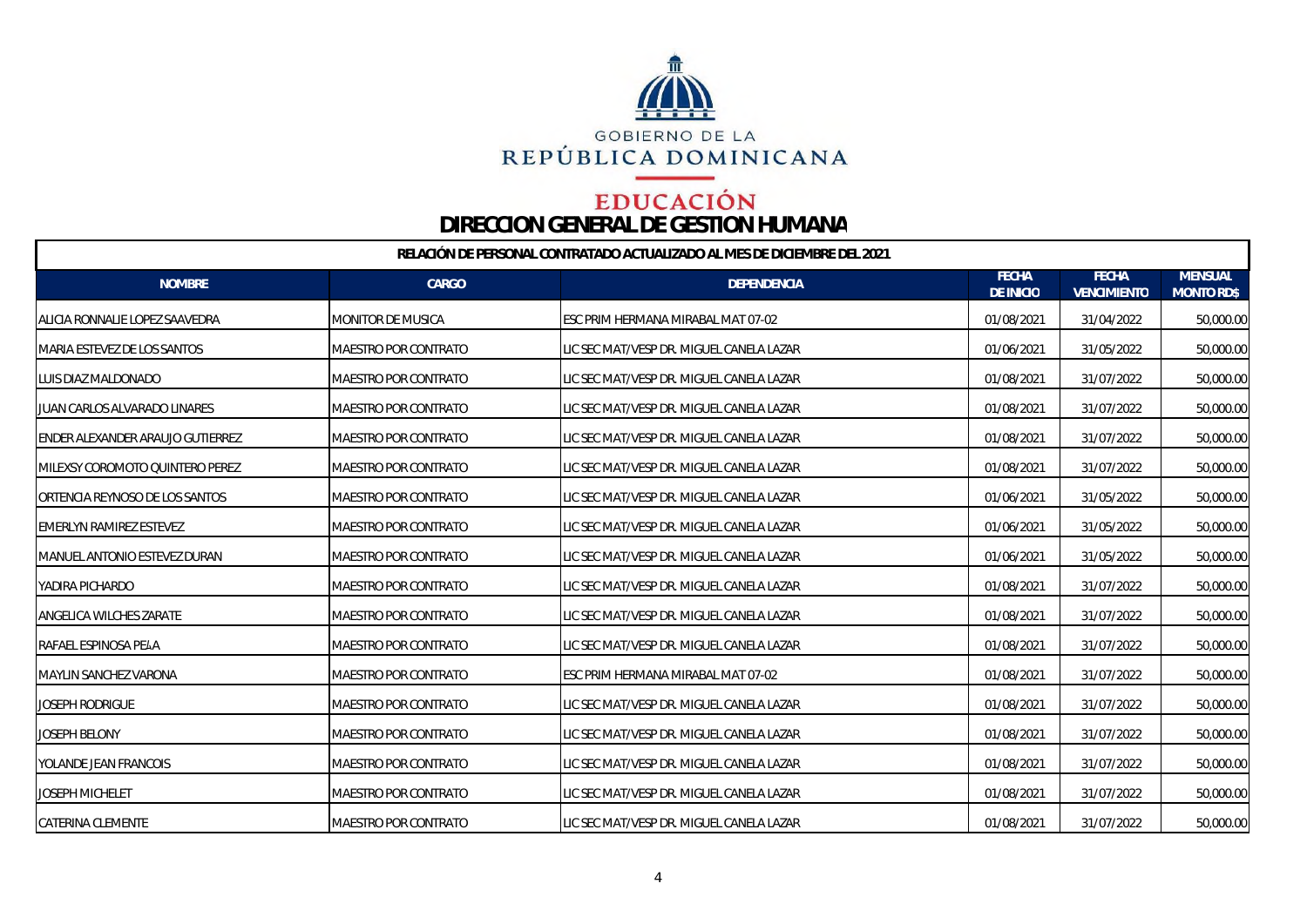GOBIERNO DE LA REPÚBLICA DOMINICANA

EDUCACIÓN

# DIRECCION GENERAL DE GESTION HUMANA

## RELACIÓN DE PERSONAL CONTRATADO ACTUALIZADO AL MES DE DICIEMBRE DEL 2021

| NOMBRE | CARGO | DEPENDENCIA | FECHA DE INICIO | FECHA VENCIMIENTO | MENSUAL MONTO RD$ |
|---|---|---|---|---|---|
| ALICIA RONNALIE LOPEZ SAAVEDRA | MONITOR DE MUSICA | ESC PRIM HERMANA MIRABAL MAT 07-02 | 01/08/2021 | 31/04/2022 | 50,000.00 |
| MARIA ESTEVEZ DE LOS SANTOS | MAESTRO POR CONTRATO | LIC SEC MAT/VESP DR. MIGUEL CANELA LAZAR | 01/06/2021 | 31/05/2022 | 50,000.00 |
| LUIS DIAZ MALDONADO | MAESTRO POR CONTRATO | LIC SEC MAT/VESP DR. MIGUEL CANELA LAZAR | 01/08/2021 | 31/07/2022 | 50,000.00 |
| JUAN CARLOS ALVARADO LINARES | MAESTRO POR CONTRATO | LIC SEC MAT/VESP DR. MIGUEL CANELA LAZAR | 01/08/2021 | 31/07/2022 | 50,000.00 |
| ENDER ALEXANDER ARAUJO GUTIERREZ | MAESTRO POR CONTRATO | LIC SEC MAT/VESP DR. MIGUEL CANELA LAZAR | 01/08/2021 | 31/07/2022 | 50,000.00 |
| MILEXSY COROMOTO QUINTERO PEREZ | MAESTRO POR CONTRATO | LIC SEC MAT/VESP DR. MIGUEL CANELA LAZAR | 01/08/2021 | 31/07/2022 | 50,000.00 |
| ORTENCIA REYNOSO DE LOS SANTOS | MAESTRO POR CONTRATO | LIC SEC MAT/VESP DR. MIGUEL CANELA LAZAR | 01/06/2021 | 31/05/2022 | 50,000.00 |
| EMERLYN RAMIREZ ESTEVEZ | MAESTRO POR CONTRATO | LIC SEC MAT/VESP DR. MIGUEL CANELA LAZAR | 01/06/2021 | 31/05/2022 | 50,000.00 |
| MANUEL ANTONIO ESTEVEZ DURAN | MAESTRO POR CONTRATO | LIC SEC MAT/VESP DR. MIGUEL CANELA LAZAR | 01/06/2021 | 31/05/2022 | 50,000.00 |
| YADIRA PICHARDO | MAESTRO POR CONTRATO | LIC SEC MAT/VESP DR. MIGUEL CANELA LAZAR | 01/08/2021 | 31/07/2022 | 50,000.00 |
| ANGELICA WILCHES ZARATE | MAESTRO POR CONTRATO | LIC SEC MAT/VESP DR. MIGUEL CANELA LAZAR | 01/08/2021 | 31/07/2022 | 50,000.00 |
| RAFAEL ESPINOSA PE¥A | MAESTRO POR CONTRATO | LIC SEC MAT/VESP DR. MIGUEL CANELA LAZAR | 01/08/2021 | 31/07/2022 | 50,000.00 |
| MAYLIN SANCHEZ VARONA | MAESTRO POR CONTRATO | ESC PRIM HERMANA MIRABAL MAT 07-02 | 01/08/2021 | 31/07/2022 | 50,000.00 |
| JOSEPH RODRIGUE | MAESTRO POR CONTRATO | LIC SEC MAT/VESP DR. MIGUEL CANELA LAZAR | 01/08/2021 | 31/07/2022 | 50,000.00 |
| JOSEPH BELONY | MAESTRO POR CONTRATO | LIC SEC MAT/VESP DR. MIGUEL CANELA LAZAR | 01/08/2021 | 31/07/2022 | 50,000.00 |
| YOLANDE JEAN FRANCOIS | MAESTRO POR CONTRATO | LIC SEC MAT/VESP DR. MIGUEL CANELA LAZAR | 01/08/2021 | 31/07/2022 | 50,000.00 |
| JOSEPH MICHELET | MAESTRO POR CONTRATO | LIC SEC MAT/VESP DR. MIGUEL CANELA LAZAR | 01/08/2021 | 31/07/2022 | 50,000.00 |
| CATERINA CLEMENTE | MAESTRO POR CONTRATO | LIC SEC MAT/VESP DR. MIGUEL CANELA LAZAR | 01/08/2021 | 31/07/2022 | 50,000.00 |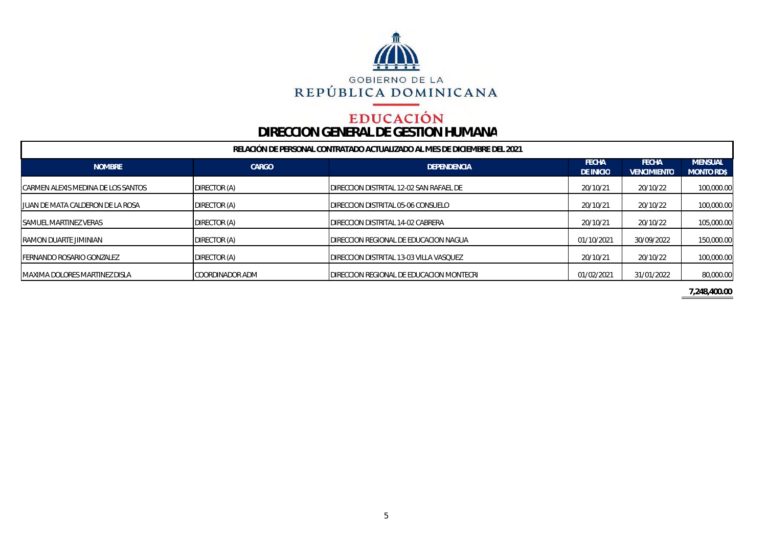GOBIERNO DE LA

REPÚBLICA DOMINICANA

EDUCACIÓN

# DIRECCION GENERAL DE GESTION HUMANA

**RELACIÓN DE PERSONAL CONTRATADO ACTUALIZADO AL MES DE DICIEMBRE DEL 2021**

| NOMBRE | CARGO | DEPENDENCIA | FECHA DE INICIO | FECHA VENCIMIENTO | MENSUAL MONTO RD$ |
|---|---|---|---|---|---|
| CARMEN ALEXIS MEDINA DE LOS SANTOS | DIRECTOR (A) | DIRECCION DISTRITAL 12-02 SAN RAFAEL DE | 20/10/21 | 20/10/22 | 100,000.00 |
| JUAN DE MATA CALDERON DE LA ROSA | DIRECTOR (A) | DIRECCION DISTRITAL 05-06 CONSUELO | 20/10/21 | 20/10/22 | 100,000.00 |
| SAMUEL MARTINEZ VERAS | DIRECTOR (A) | DIRECCION DISTRITAL 14-02 CABRERA | 20/10/21 | 20/10/22 | 105,000.00 |
| RAMON DUARTE JIMINIAN | DIRECTOR (A) | DIRECCION REGIONAL DE EDUCACION NAGUA | 01/10/2021 | 30/09/2022 | 150,000.00 |
| FERNANDO ROSARIO GONZALEZ | DIRECTOR (A) | DIRECCION DISTRITAL 13-03 VILLA VASQUEZ | 20/10/21 | 20/10/22 | 100,000.00 |
| MAXIMA DOLORES MARTINEZ DISLA | COORDINADOR ADM | DIRECCION REGIONAL DE EDUCACION MONTECRI | 01/02/2021 | 31/01/2022 | 80,000.00 |
| | | | | | **7,248,400.00** |